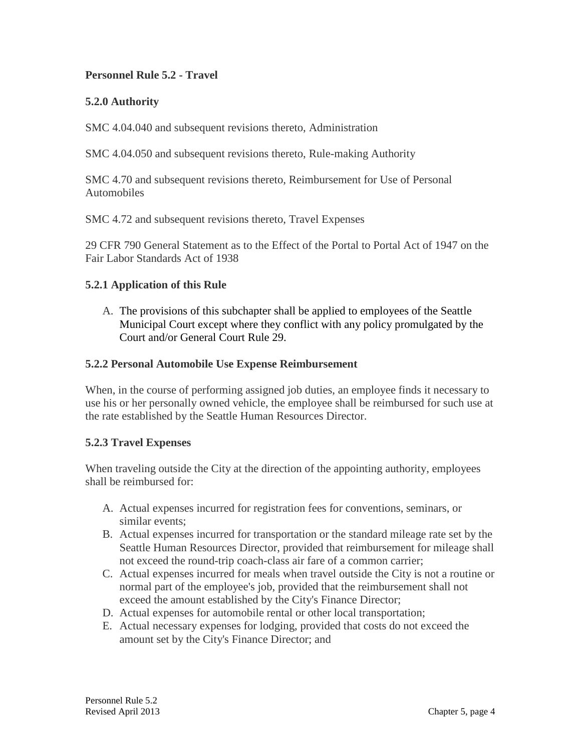# Personnel Rule 5.2 - Travel

## 5.2.0 Authority

SMC 4.04.040 and subsequent revisions thereto, Administration

SMC 4.04.050 and subsequent revisions thereto, Rule-making Authority

SMC 4.70 and subsequent revisions thereto, Reimbursement for Use of Personal Automobiles

SMC 4.72 and subsequent revisions thereto, Travel Expenses

29 CFR 790 General Statement as to the Effect of the Portal to Portal Act of 1947 on the Fair Labor Standards Act of 1938

## 5.2.1 Application of this Rule

A. The provisions of this subchapter shall be applied to employees of the Seattle Municipal Court except where they conflict with any policy promulgated by the Court and/or General Court Rule 29.

## 5.2.2 Personal Automobile Use Expense Reimbursement

When, in the course of performing assigned job duties, an employee finds it necessary to use his or her personally owned vehicle, the employee shall be reimbursed for such use at the rate established by the Seattle Human Resources Director.

## 5.2.3 Travel Expenses

When traveling outside the City at the direction of the appointing authority, employees shall be reimbursed for:

A. Actual expenses incurred for registration fees for conventions, seminars, or similar events;
B. Actual expenses incurred for transportation or the standard mileage rate set by the Seattle Human Resources Director, provided that reimbursement for mileage shall not exceed the round-trip coach-class air fare of a common carrier;
C. Actual expenses incurred for meals when travel outside the City is not a routine or normal part of the employee's job, provided that the reimbursement shall not exceed the amount established by the City's Finance Director;
D. Actual expenses for automobile rental or other local transportation;
E. Actual necessary expenses for lodging, provided that costs do not exceed the amount set by the City's Finance Director; and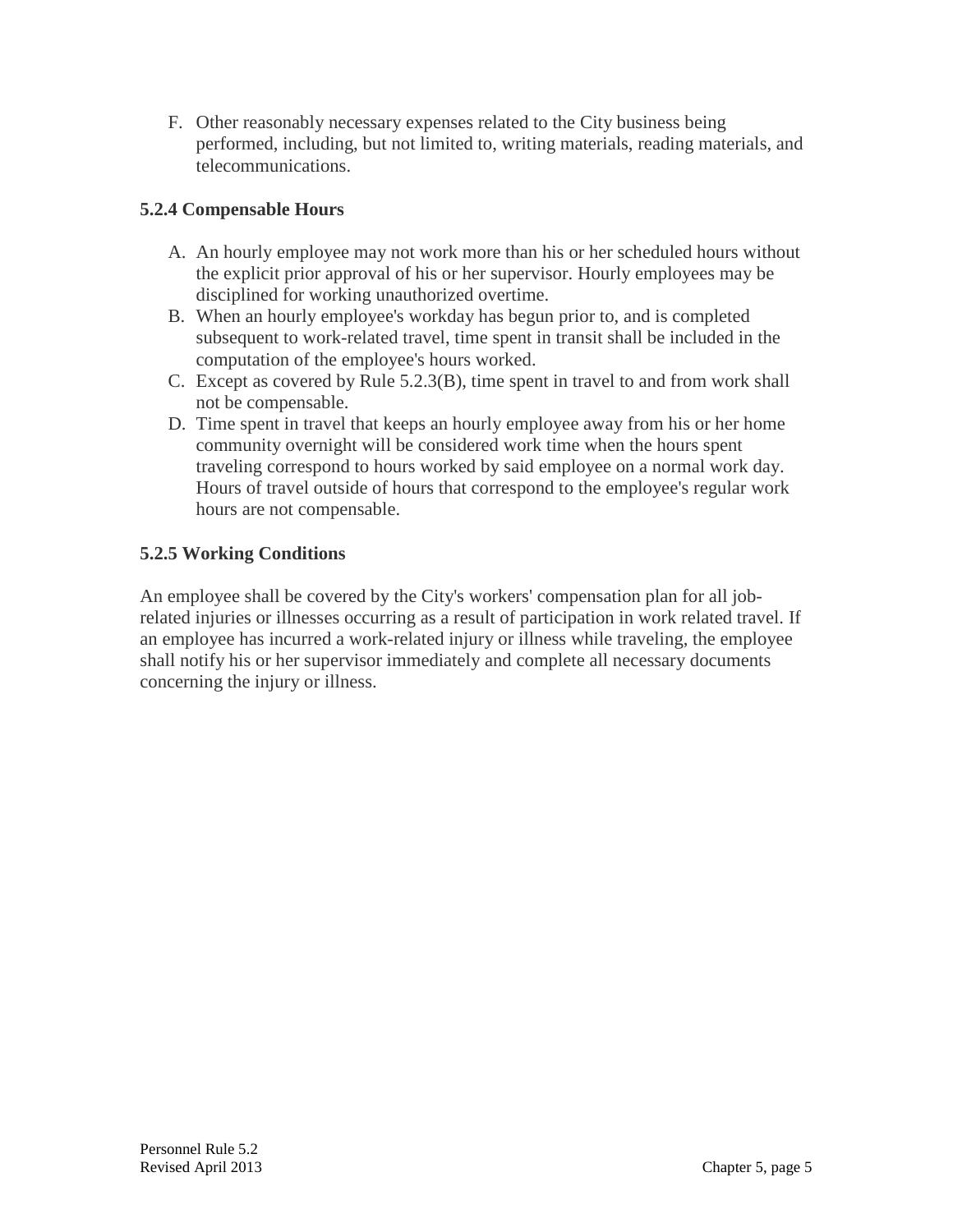F. Other reasonably necessary expenses related to the City business being performed, including, but not limited to, writing materials, reading materials, and telecommunications.

### 5.2.4 Compensable Hours

A. An hourly employee may not work more than his or her scheduled hours without the explicit prior approval of his or her supervisor. Hourly employees may be disciplined for working unauthorized overtime.
B. When an hourly employee's workday has begun prior to, and is completed subsequent to work-related travel, time spent in transit shall be included in the computation of the employee's hours worked.
C. Except as covered by Rule 5.2.3(B), time spent in travel to and from work shall not be compensable.
D. Time spent in travel that keeps an hourly employee away from his or her home community overnight will be considered work time when the hours spent traveling correspond to hours worked by said employee on a normal work day. Hours of travel outside of hours that correspond to the employee's regular work hours are not compensable.

### 5.2.5 Working Conditions

An employee shall be covered by the City's workers' compensation plan for all job-related injuries or illnesses occurring as a result of participation in work related travel. If an employee has incurred a work-related injury or illness while traveling, the employee shall notify his or her supervisor immediately and complete all necessary documents concerning the injury or illness.